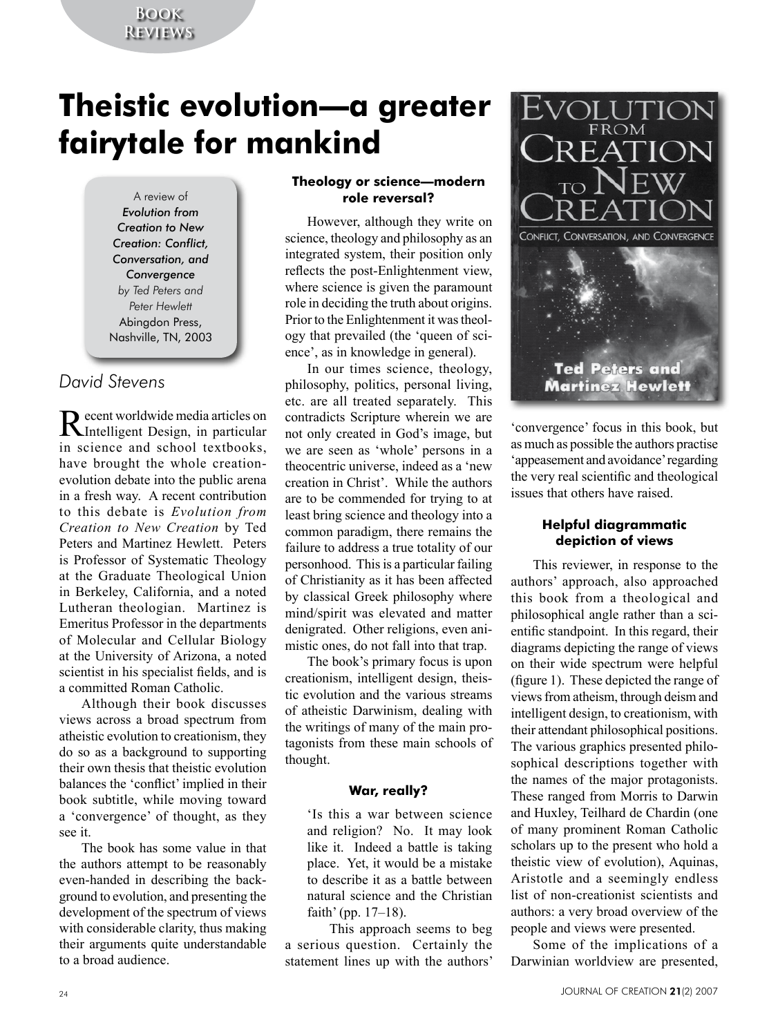# Theistic evolution—a greater fairytale for mankind

A review of
*Evolution from Creation to New Creation: Conflict, Conversation, and Convergence*
*by Ted Peters and Peter Hewlett*
Abingdon Press, Nashville, TN, 2003

*David Stevens*

Recent worldwide media articles on Intelligent Design, in particular in science and school textbooks, have brought the whole creation-evolution debate into the public arena in a fresh way. A recent contribution to this debate is *Evolution from Creation to New Creation* by Ted Peters and Martinez Hewlett. Peters is Professor of Systematic Theology at the Graduate Theological Union in Berkeley, California, and a noted Lutheran theologian. Martinez is Emeritus Professor in the departments of Molecular and Cellular Biology at the University of Arizona, a noted scientist in his specialist fields, and is a committed Roman Catholic.

Although their book discusses views across a broad spectrum from atheistic evolution to creationism, they do so as a background to supporting their own thesis that theistic evolution balances the 'conflict' implied in their book subtitle, while moving toward a 'convergence' of thought, as they see it.

The book has some value in that the authors attempt to be reasonably even-handed in describing the background to evolution, and presenting the development of the spectrum of views with considerable clarity, thus making their arguments quite understandable to a broad audience.

### Theology or science—modern role reversal?

However, although they write on science, theology and philosophy as an integrated system, their position only reflects the post-Enlightenment view, where science is given the paramount role in deciding the truth about origins. Prior to the Enlightenment it was theology that prevailed (the 'queen of science', as in knowledge in general).

In our times science, theology, philosophy, politics, personal living, etc. are all treated separately. This contradicts Scripture wherein we are not only created in God's image, but we are seen as 'whole' persons in a theocentric universe, indeed as a 'new creation in Christ'. While the authors are to be commended for trying to at least bring science and theology into a common paradigm, there remains the failure to address a true totality of our personhood. This is a particular failing of Christianity as it has been affected by classical Greek philosophy where mind/spirit was elevated and matter denigrated. Other religions, even animistic ones, do not fall into that trap.

The book's primary focus is upon creationism, intelligent design, theistic evolution and the various streams of atheistic Darwinism, dealing with the writings of many of the main protagonists from these main schools of thought.

### War, really?

> 'Is this a war between science and religion? No. It may look like it. Indeed a battle is taking place. Yet, it would be a mistake to describe it as a battle between natural science and the Christian faith' (pp. 17–18).

This approach seems to beg a serious question. Certainly the statement lines up with the authors' 'convergence' focus in this book, but as much as possible the authors practise 'appeasement and avoidance' regarding the very real scientific and theological issues that others have raised.

### Helpful diagrammatic depiction of views

This reviewer, in response to the authors' approach, also approached this book from a theological and philosophical angle rather than a scientific standpoint. In this regard, their diagrams depicting the range of views on their wide spectrum were helpful (figure 1). These depicted the range of views from atheism, through deism and intelligent design, to creationism, with their attendant philosophical positions. The various graphics presented philosophical descriptions together with the names of the major protagonists. These ranged from Morris to Darwin and Huxley, Teilhard de Chardin (one of many prominent Roman Catholic scholars up to the present who hold a theistic view of evolution), Aquinas, Aristotle and a seemingly endless list of non-creationist scientists and authors: a very broad overview of the people and views were presented.

Some of the implications of a Darwinian worldview are presented,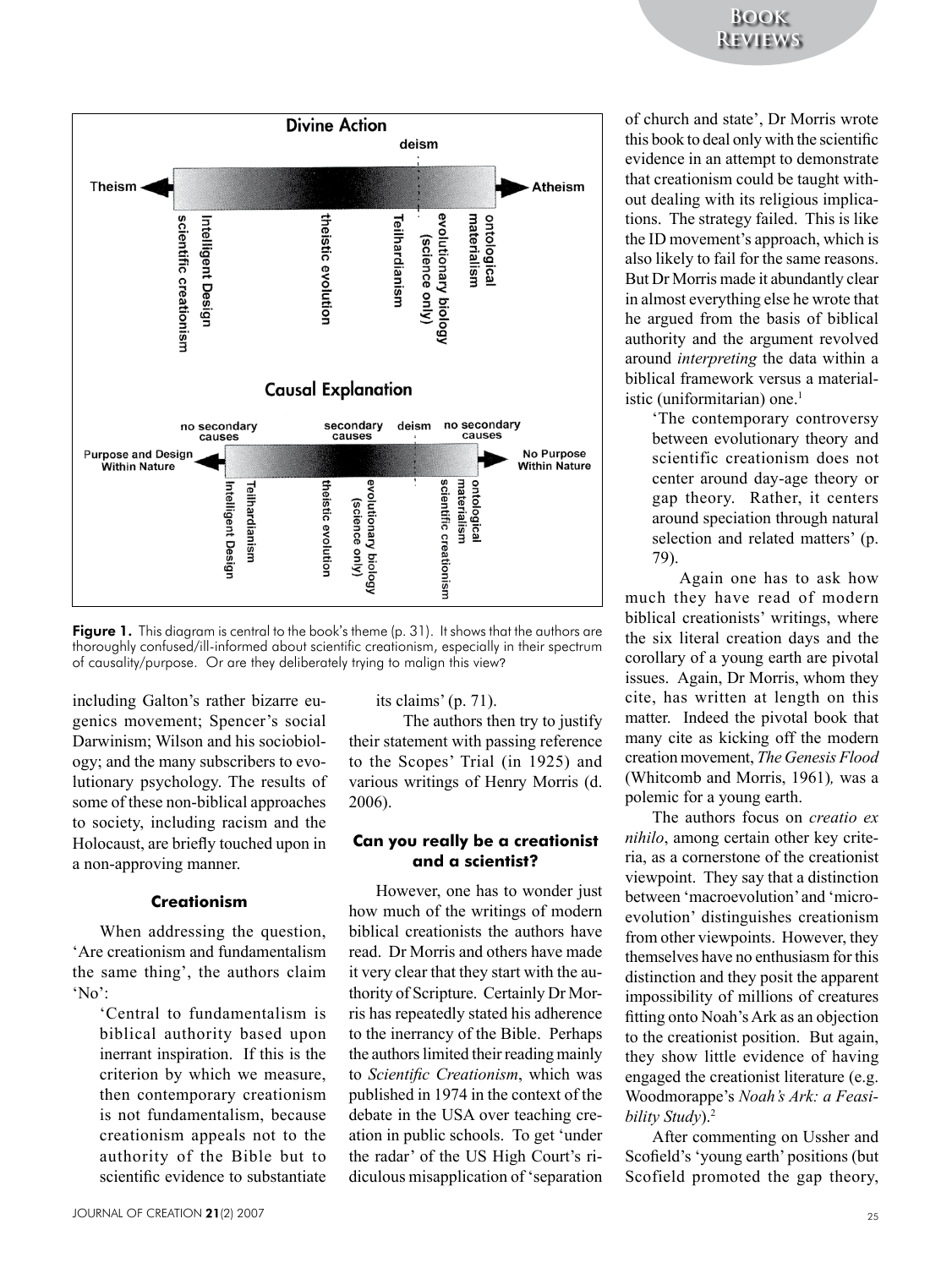Figure 1. This diagram is central to the book's theme (p. 31). It shows that the authors are thoroughly confused/ill-informed about scientific creationism, especially in their spectrum of causality/purpose. Or are they deliberately trying to malign this view?

including Galton's rather bizarre eugenics movement; Spencer's social Darwinism; Wilson and his sociobiology; and the many subscribers to evolutionary psychology. The results of some of these non-biblical approaches to society, including racism and the Holocaust, are briefly touched upon in a non-approving manner.

### Creationism

When addressing the question, 'Are creationism and fundamentalism the same thing', the authors claim 'No':

> 'Central to fundamentalism is biblical authority based upon inerrant inspiration. If this is the criterion by which we measure, then contemporary creationism is not fundamentalism, because creationism appeals not to the authority of the Bible but to scientific evidence to substantiate its claims' (p. 71).

The authors then try to justify their statement with passing reference to the Scopes' Trial (in 1925) and various writings of Henry Morris (d. 2006).

### Can you really be a creationist and a scientist?

However, one has to wonder just how much of the writings of modern biblical creationists the authors have read. Dr Morris and others have made it very clear that they start with the authority of Scripture. Certainly Dr Morris has repeatedly stated his adherence to the inerrancy of the Bible. Perhaps the authors limited their reading mainly to *Scientific Creationism*, which was published in 1974 in the context of the debate in the USA over teaching creation in public schools. To get 'under the radar' of the US High Court's ridiculous misapplication of 'separation of church and state', Dr Morris wrote this book to deal only with the scientific evidence in an attempt to demonstrate that creationism could be taught without dealing with its religious implications. The strategy failed. This is like the ID movement's approach, which is also likely to fail for the same reasons. But Dr Morris made it abundantly clear in almost everything else he wrote that he argued from the basis of biblical authority and the argument revolved around *interpreting* the data within a biblical framework versus a materialistic (uniformitarian) one.[1]

> 'The contemporary controversy between evolutionary theory and scientific creationism does not center around day-age theory or gap theory. Rather, it centers around speciation through natural selection and related matters' (p. 79).

Again one has to ask how much they have read of modern biblical creationists' writings, where the six literal creation days and the corollary of a young earth are pivotal issues. Again, Dr Morris, whom they cite, has written at length on this matter. Indeed the pivotal book that many cite as kicking off the modern creation movement, *The Genesis Flood* (Whitcomb and Morris, 1961)*,* was a polemic for a young earth.

The authors focus on *creatio ex nihilo*, among certain other key criteria, as a cornerstone of the creationist viewpoint. They say that a distinction between 'macroevolution' and 'microevolution' distinguishes creationism from other viewpoints. However, they themselves have no enthusiasm for this distinction and they posit the apparent impossibility of millions of creatures fitting onto Noah's Ark as an objection to the creationist position. But again, they show little evidence of having engaged the creationist literature (e.g. Woodmorappe's *Noah's Ark: a Feasibility Study*).[2]

After commenting on Ussher and Scofield's 'young earth' positions (but Scofield promoted the gap theory,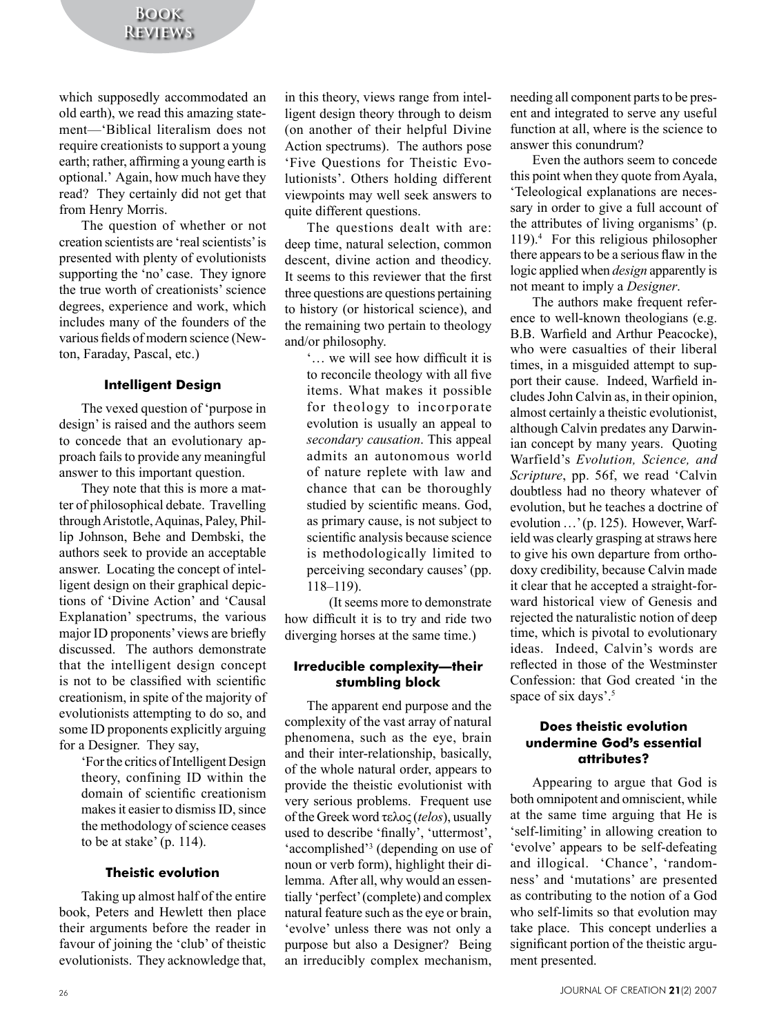which supposedly accommodated an old earth), we read this amazing statement—'Biblical literalism does not require creationists to support a young earth; rather, affirming a young earth is optional.' Again, how much have they read? They certainly did not get that from Henry Morris.

The question of whether or not creation scientists are 'real scientists' is presented with plenty of evolutionists supporting the 'no' case. They ignore the true worth of creationists' science degrees, experience and work, which includes many of the founders of the various fields of modern science (Newton, Faraday, Pascal, etc.)

### Intelligent Design

The vexed question of 'purpose in design' is raised and the authors seem to concede that an evolutionary approach fails to provide any meaningful answer to this important question.

They note that this is more a matter of philosophical debate. Travelling through Aristotle, Aquinas, Paley, Phillip Johnson, Behe and Dembski, the authors seek to provide an acceptable answer. Locating the concept of intelligent design on their graphical depictions of 'Divine Action' and 'Causal Explanation' spectrums, the various major ID proponents' views are briefly discussed. The authors demonstrate that the intelligent design concept is not to be classified with scientific creationism, in spite of the majority of evolutionists attempting to do so, and some ID proponents explicitly arguing for a Designer. They say,

> 'For the critics of Intelligent Design theory, confining ID within the domain of scientific creationism makes it easier to dismiss ID, since the methodology of science ceases to be at stake' (p. 114).

### Theistic evolution

Taking up almost half of the entire book, Peters and Hewlett then place their arguments before the reader in favour of joining the 'club' of theistic evolutionists. They acknowledge that, in this theory, views range from intelligent design theory through to deism (on another of their helpful Divine Action spectrums). The authors pose 'Five Questions for Theistic Evolutionists'. Others holding different viewpoints may well seek answers to quite different questions.

The questions dealt with are: deep time, natural selection, common descent, divine action and theodicy. It seems to this reviewer that the first three questions are questions pertaining to history (or historical science), and the remaining two pertain to theology and/or philosophy.

> '… we will see how difficult it is to reconcile theology with all five items. What makes it possible for theology to incorporate evolution is usually an appeal to *secondary causation*. This appeal admits an autonomous world of nature replete with law and chance that can be thoroughly studied by scientific means. God, as primary cause, is not subject to scientific analysis because science is methodologically limited to perceiving secondary causes' (pp. 118–119).

(It seems more to demonstrate how difficult it is to try and ride two diverging horses at the same time.)

### Irreducible complexity—their stumbling block

The apparent end purpose and the complexity of the vast array of natural phenomena, such as the eye, brain and their inter-relationship, basically, of the whole natural order, appears to provide the theistic evolutionist with very serious problems. Frequent use of the Greek word τελος (*telos*), usually used to describe 'finally', 'uttermost', 'accomplished'[3] (depending on use of noun or verb form), highlight their dilemma. After all, why would an essentially 'perfect' (complete) and complex natural feature such as the eye or brain, 'evolve' unless there was not only a purpose but also a Designer? Being an irreducibly complex mechanism, needing all component parts to be present and integrated to serve any useful function at all, where is the science to answer this conundrum?

Even the authors seem to concede this point when they quote from Ayala, 'Teleological explanations are necessary in order to give a full account of the attributes of living organisms' (p. 119).[4] For this religious philosopher there appears to be a serious flaw in the logic applied when *design* apparently is not meant to imply a *Designer*.

The authors make frequent reference to well-known theologians (e.g. B.B. Warfield and Arthur Peacocke), who were casualties of their liberal times, in a misguided attempt to support their cause. Indeed, Warfield includes John Calvin as, in their opinion, almost certainly a theistic evolutionist, although Calvin predates any Darwinian concept by many years. Quoting Warfield's *Evolution, Science, and Scripture*, pp. 56f, we read 'Calvin doubtless had no theory whatever of evolution, but he teaches a doctrine of evolution …' (p. 125). However, Warfield was clearly grasping at straws here to give his own departure from orthodoxy credibility, because Calvin made it clear that he accepted a straight-forward historical view of Genesis and rejected the naturalistic notion of deep time, which is pivotal to evolutionary ideas. Indeed, Calvin's words are reflected in those of the Westminster Confession: that God created 'in the space of six days'.[5]

### Does theistic evolution undermine God's essential attributes?

Appearing to argue that God is both omnipotent and omniscient, while at the same time arguing that He is 'self-limiting' in allowing creation to 'evolve' appears to be self-defeating and illogical. 'Chance', 'randomness' and 'mutations' are presented as contributing to the notion of a God who self-limits so that evolution may take place. This concept underlies a significant portion of the theistic argument presented.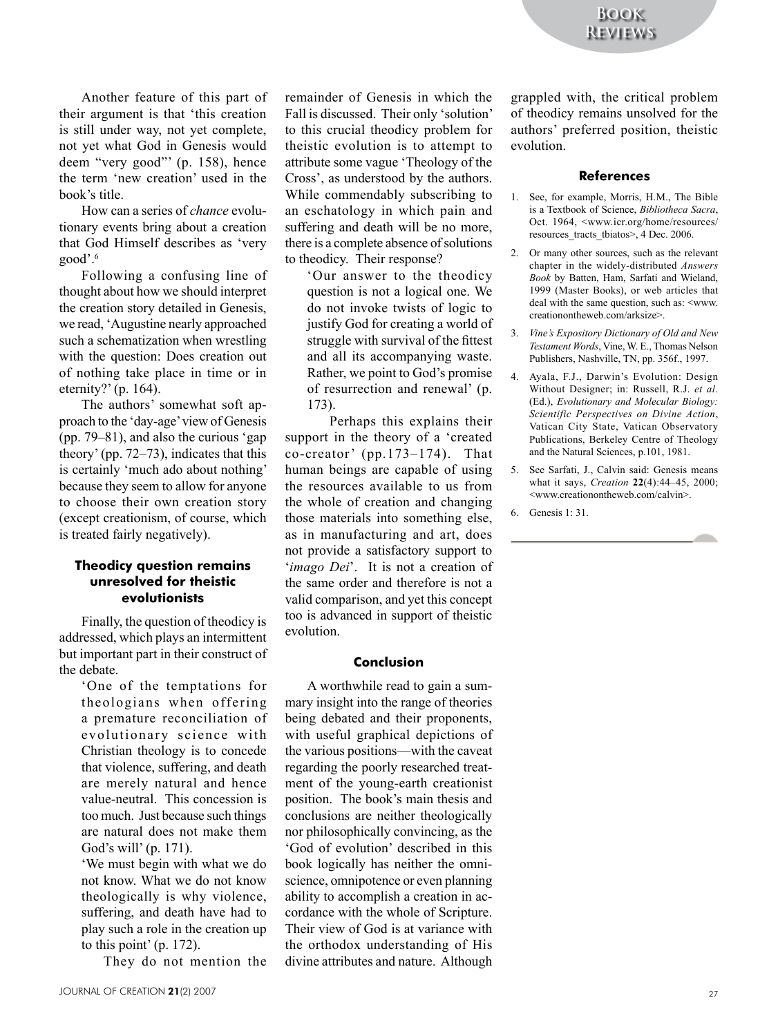Another feature of this part of their argument is that 'this creation is still under way, not yet complete, not yet what God in Genesis would deem "very good"' (p. 158), hence the term 'new creation' used in the book's title.

How can a series of *chance* evolutionary events bring about a creation that God Himself describes as 'very good'.[6]

Following a confusing line of thought about how we should interpret the creation story detailed in Genesis, we read, 'Augustine nearly approached such a schematization when wrestling with the question: Does creation out of nothing take place in time or in eternity?' (p. 164).

The authors' somewhat soft approach to the 'day-age' view of Genesis (pp. 79–81), and also the curious 'gap theory' (pp. 72–73), indicates that this is certainly 'much ado about nothing' because they seem to allow for anyone to choose their own creation story (except creationism, of course, which is treated fairly negatively).

### Theodicy question remains unresolved for theistic evolutionists

Finally, the question of theodicy is addressed, which plays an intermittent but important part in their construct of the debate.

> 'One of the temptations for theologians when offering a premature reconciliation of evolutionary science with Christian theology is to concede that violence, suffering, and death are merely natural and hence value-neutral. This concession is too much. Just because such things are natural does not make them God's will' (p. 171).
>
> 'We must begin with what we do not know. What we do not know theologically is why violence, suffering, and death have had to play such a role in the creation up to this point' (p. 172).

They do not mention the remainder of Genesis in which the Fall is discussed. Their only 'solution' to this crucial theodicy problem for theistic evolution is to attempt to attribute some vague 'Theology of the Cross', as understood by the authors. While commendably subscribing to an eschatology in which pain and suffering and death will be no more, there is a complete absence of solutions to theodicy. Their response?

> 'Our answer to the theodicy question is not a logical one. We do not invoke twists of logic to justify God for creating a world of struggle with survival of the fittest and all its accompanying waste. Rather, we point to God's promise of resurrection and renewal' (p. 173).

Perhaps this explains their support in the theory of a 'created co-creator' (pp.173–174). That human beings are capable of using the resources available to us from the whole of creation and changing those materials into something else, as in manufacturing and art, does not provide a satisfactory support to '*imago Dei*'. It is not a creation of the same order and therefore is not a valid comparison, and yet this concept too is advanced in support of theistic evolution.

### Conclusion

A worthwhile read to gain a summary insight into the range of theories being debated and their proponents, with useful graphical depictions of the various positions—with the caveat regarding the poorly researched treatment of the young-earth creationist position. The book's main thesis and conclusions are neither theologically nor philosophically convincing, as the 'God of evolution' described in this book logically has neither the omniscience, omnipotence or even planning ability to accomplish a creation in accordance with the whole of Scripture. Their view of God is at variance with the orthodox understanding of His divine attributes and nature. Although grappled with, the critical problem of theodicy remains unsolved for the authors' preferred position, theistic evolution.

### References

1. See, for example, Morris, H.M., The Bible is a Textbook of Science, *Bibliotheca Sacra*, Oct. 1964, <www.icr.org/home/resources/resources_tracts_tbiatos>, 4 Dec. 2006.
2. Or many other sources, such as the relevant chapter in the widely-distributed *Answers Book* by Batten, Ham, Sarfati and Wieland, 1999 (Master Books), or web articles that deal with the same question, such as: <www.creationontheweb.com/arksize>.
3. *Vine's Expository Dictionary of Old and New Testament Words*, Vine, W. E., Thomas Nelson Publishers, Nashville, TN, pp. 356f., 1997.
4. Ayala, F.J., Darwin's Evolution: Design Without Designer; in: Russell, R.J. *et al.* (Ed.), *Evolutionary and Molecular Biology: Scientific Perspectives on Divine Action*, Vatican City State, Vatican Observatory Publications, Berkeley Centre of Theology and the Natural Sciences, p.101, 1981.
5. See Sarfati, J., Calvin said: Genesis means what it says, *Creation* **22**(4):44–45, 2000; <www.creationontheweb.com/calvin>.
6. Genesis 1: 31.